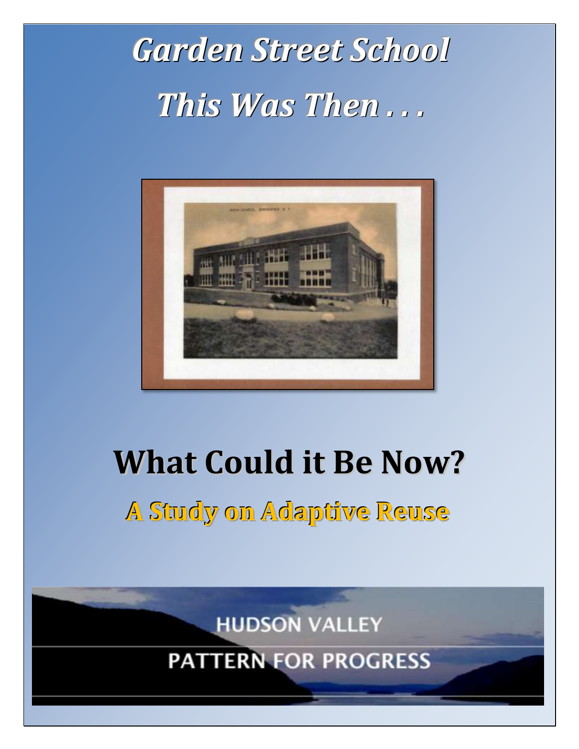# *Garden Street School*

# *This Was Then . . .*

# What Could it Be Now?

## A Study on Adaptive Reuse

HUDSON VALLEY

PATTERN FOR PROGRESS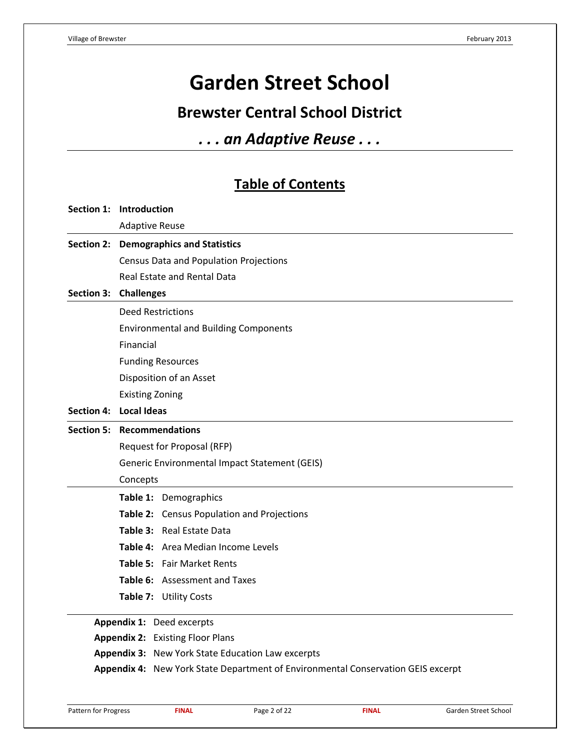# Garden Street School

## Brewster Central School District

## *. . . an Adaptive Reuse . . .*

## Table of Contents

**Section 1: Introduction**

- Adaptive Reuse

**Section 2: Demographics and Statistics**

- Census Data and Population Projections
- Real Estate and Rental Data

**Section 3: Challenges**

- Deed Restrictions
- Environmental and Building Components
- Financial
- Funding Resources
- Disposition of an Asset
- Existing Zoning

**Section 4: Local Ideas**

**Section 5: Recommendations**

- Request for Proposal (RFP)
- Generic Environmental Impact Statement (GEIS)
- Concepts

**Table 1:** Demographics
**Table 2:** Census Population and Projections
**Table 3:** Real Estate Data
**Table 4:** Area Median Income Levels
**Table 5:** Fair Market Rents
**Table 6:** Assessment and Taxes
**Table 7:** Utility Costs

**Appendix 1:** Deed excerpts
**Appendix 2:** Existing Floor Plans
**Appendix 3:** New York State Education Law excerpts
**Appendix 4:** New York State Department of Environmental Conservation GEIS excerpt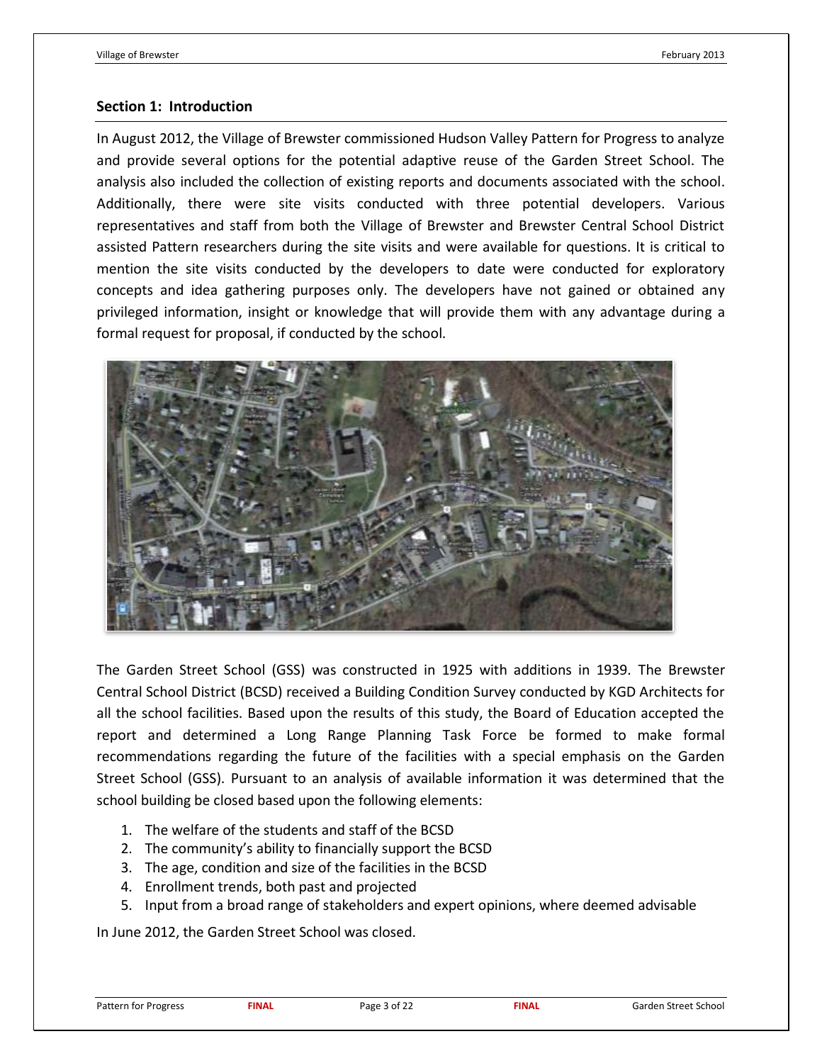## Section 1: Introduction

In August 2012, the Village of Brewster commissioned Hudson Valley Pattern for Progress to analyze and provide several options for the potential adaptive reuse of the Garden Street School. The analysis also included the collection of existing reports and documents associated with the school. Additionally, there were site visits conducted with three potential developers. Various representatives and staff from both the Village of Brewster and Brewster Central School District assisted Pattern researchers during the site visits and were available for questions. It is critical to mention the site visits conducted by the developers to date were conducted for exploratory concepts and idea gathering purposes only. The developers have not gained or obtained any privileged information, insight or knowledge that will provide them with any advantage during a formal request for proposal, if conducted by the school.

The Garden Street School (GSS) was constructed in 1925 with additions in 1939. The Brewster Central School District (BCSD) received a Building Condition Survey conducted by KGD Architects for all the school facilities. Based upon the results of this study, the Board of Education accepted the report and determined a Long Range Planning Task Force be formed to make formal recommendations regarding the future of the facilities with a special emphasis on the Garden Street School (GSS). Pursuant to an analysis of available information it was determined that the school building be closed based upon the following elements:

1. The welfare of the students and staff of the BCSD
2. The community's ability to financially support the BCSD
3. The age, condition and size of the facilities in the BCSD
4. Enrollment trends, both past and projected
5. Input from a broad range of stakeholders and expert opinions, where deemed advisable

In June 2012, the Garden Street School was closed.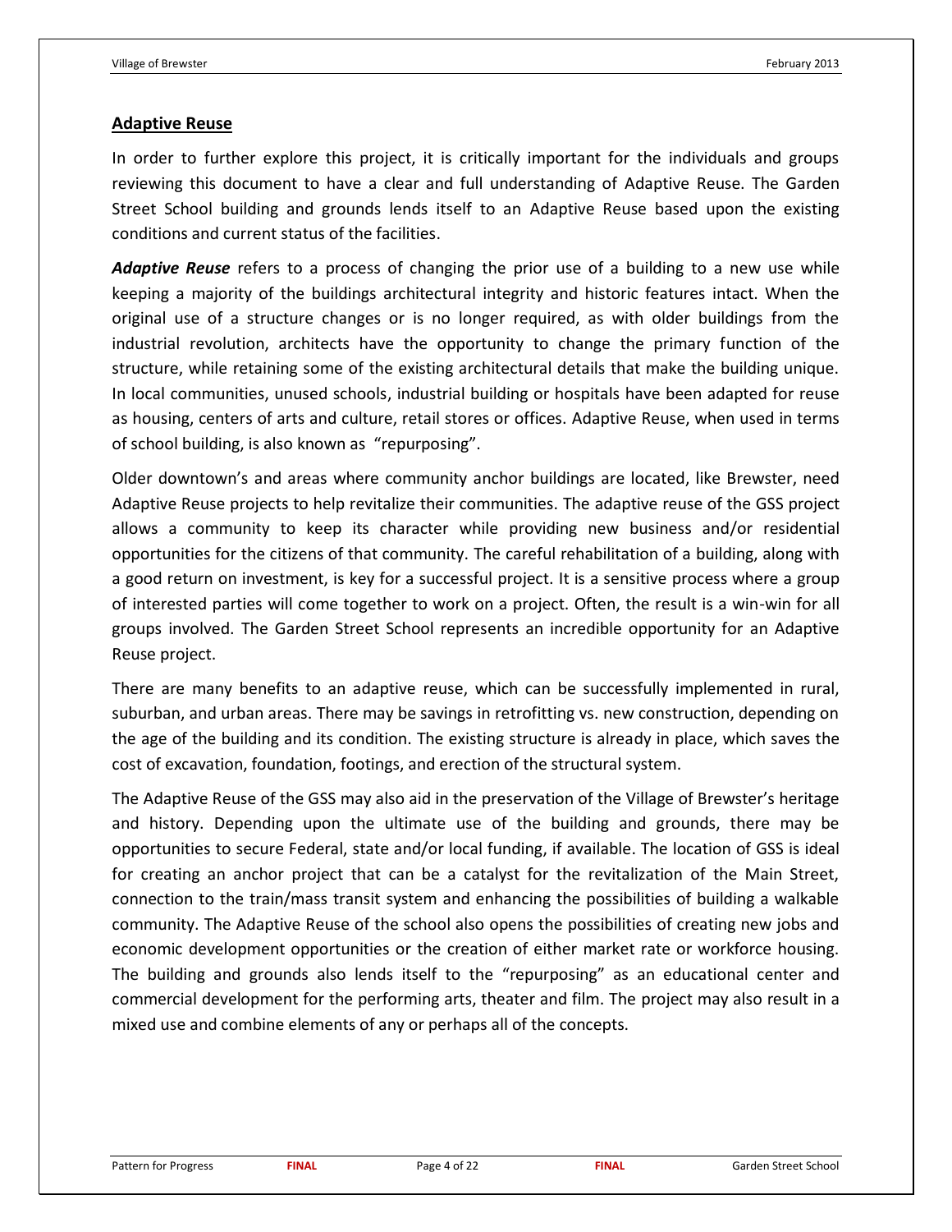## Adaptive Reuse

In order to further explore this project, it is critically important for the individuals and groups reviewing this document to have a clear and full understanding of Adaptive Reuse. The Garden Street School building and grounds lends itself to an Adaptive Reuse based upon the existing conditions and current status of the facilities.

***Adaptive Reuse*** refers to a process of changing the prior use of a building to a new use while keeping a majority of the buildings architectural integrity and historic features intact. When the original use of a structure changes or is no longer required, as with older buildings from the industrial revolution, architects have the opportunity to change the primary function of the structure, while retaining some of the existing architectural details that make the building unique. In local communities, unused schools, industrial building or hospitals have been adapted for reuse as housing, centers of arts and culture, retail stores or offices. Adaptive Reuse, when used in terms of school building, is also known as "repurposing".

Older downtown's and areas where community anchor buildings are located, like Brewster, need Adaptive Reuse projects to help revitalize their communities. The adaptive reuse of the GSS project allows a community to keep its character while providing new business and/or residential opportunities for the citizens of that community. The careful rehabilitation of a building, along with a good return on investment, is key for a successful project. It is a sensitive process where a group of interested parties will come together to work on a project. Often, the result is a win-win for all groups involved. The Garden Street School represents an incredible opportunity for an Adaptive Reuse project.

There are many benefits to an adaptive reuse, which can be successfully implemented in rural, suburban, and urban areas. There may be savings in retrofitting vs. new construction, depending on the age of the building and its condition. The existing structure is already in place, which saves the cost of excavation, foundation, footings, and erection of the structural system.

The Adaptive Reuse of the GSS may also aid in the preservation of the Village of Brewster's heritage and history. Depending upon the ultimate use of the building and grounds, there may be opportunities to secure Federal, state and/or local funding, if available. The location of GSS is ideal for creating an anchor project that can be a catalyst for the revitalization of the Main Street, connection to the train/mass transit system and enhancing the possibilities of building a walkable community. The Adaptive Reuse of the school also opens the possibilities of creating new jobs and economic development opportunities or the creation of either market rate or workforce housing. The building and grounds also lends itself to the "repurposing" as an educational center and commercial development for the performing arts, theater and film. The project may also result in a mixed use and combine elements of any or perhaps all of the concepts.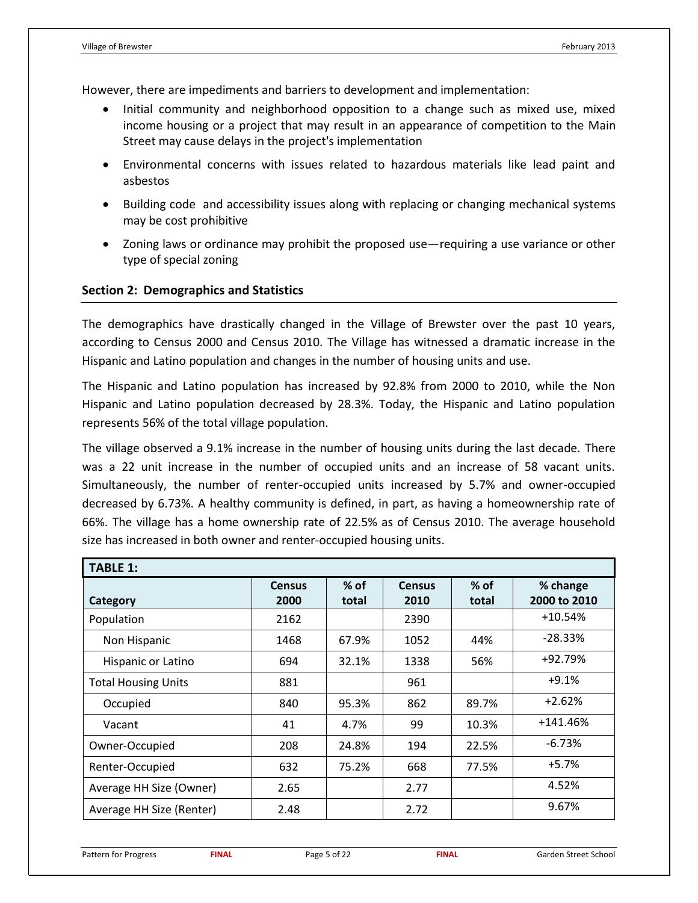However, there are impediments and barriers to development and implementation:

- Initial community and neighborhood opposition to a change such as mixed use, mixed income housing or a project that may result in an appearance of competition to the Main Street may cause delays in the project's implementation
- Environmental concerns with issues related to hazardous materials like lead paint and asbestos
- Building code and accessibility issues along with replacing or changing mechanical systems may be cost prohibitive
- Zoning laws or ordinance may prohibit the proposed use—requiring a use variance or other type of special zoning

## Section 2: Demographics and Statistics

The demographics have drastically changed in the Village of Brewster over the past 10 years, according to Census 2000 and Census 2010. The Village has witnessed a dramatic increase in the Hispanic and Latino population and changes in the number of housing units and use.

The Hispanic and Latino population has increased by 92.8% from 2000 to 2010, while the Non Hispanic and Latino population decreased by 28.3%. Today, the Hispanic and Latino population represents 56% of the total village population.

The village observed a 9.1% increase in the number of housing units during the last decade. There was a 22 unit increase in the number of occupied units and an increase of 58 vacant units. Simultaneously, the number of renter-occupied units increased by 5.7% and owner-occupied decreased by 6.73%. A healthy community is defined, in part, as having a homeownership rate of 66%. The village has a home ownership rate of 22.5% as of Census 2010. The average household size has increased in both owner and renter-occupied housing units.

**TABLE 1:**

| Category | Census 2000 | % of total | Census 2010 | % of total | % change 2000 to 2010 |
|---|---|---|---|---|---|
| Population | 2162 | | 2390 | | +10.54% |
| Non Hispanic | 1468 | 67.9% | 1052 | 44% | -28.33% |
| Hispanic or Latino | 694 | 32.1% | 1338 | 56% | +92.79% |
| Total Housing Units | 881 | | 961 | | +9.1% |
| Occupied | 840 | 95.3% | 862 | 89.7% | +2.62% |
| Vacant | 41 | 4.7% | 99 | 10.3% | +141.46% |
| Owner-Occupied | 208 | 24.8% | 194 | 22.5% | -6.73% |
| Renter-Occupied | 632 | 75.2% | 668 | 77.5% | +5.7% |
| Average HH Size (Owner) | 2.65 | | 2.77 | | 4.52% |
| Average HH Size (Renter) | 2.48 | | 2.72 | | 9.67% |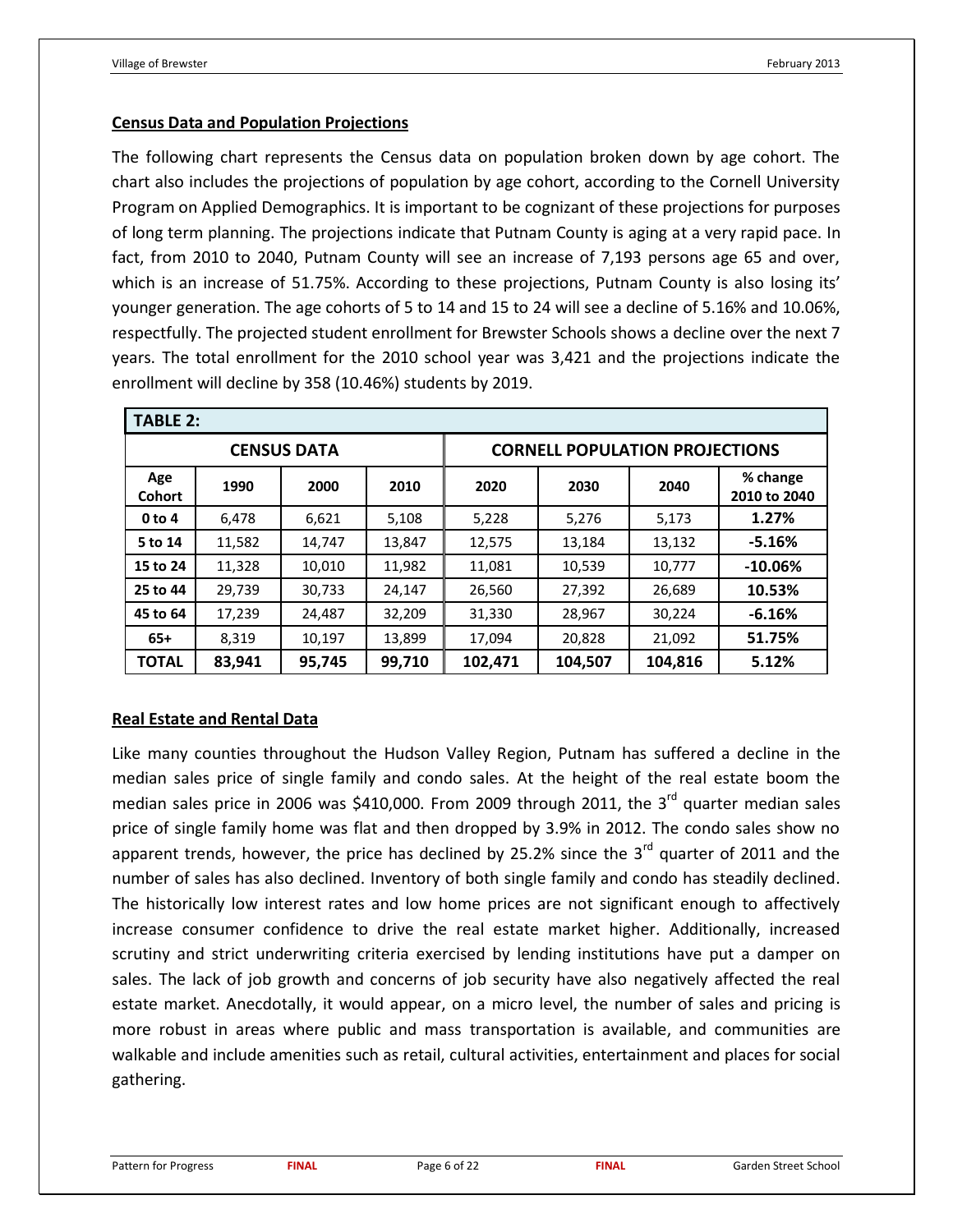## Census Data and Population Projections

The following chart represents the Census data on population broken down by age cohort. The chart also includes the projections of population by age cohort, according to the Cornell University Program on Applied Demographics. It is important to be cognizant of these projections for purposes of long term planning. The projections indicate that Putnam County is aging at a very rapid pace. In fact, from 2010 to 2040, Putnam County will see an increase of 7,193 persons age 65 and over, which is an increase of 51.75%. According to these projections, Putnam County is also losing its' younger generation. The age cohorts of 5 to 14 and 15 to 24 will see a decline of 5.16% and 10.06%, respectfully. The projected student enrollment for Brewster Schools shows a decline over the next 7 years. The total enrollment for the 2010 school year was 3,421 and the projections indicate the enrollment will decline by 358 (10.46%) students by 2019.

**TABLE 2:**

| CENSUS DATA | | | | CORNELL POPULATION PROJECTIONS | | | |
|---|---|---|---|---|---|---|---|
| Age Cohort | 1990 | 2000 | 2010 | 2020 | 2030 | 2040 | % change 2010 to 2040 |
| **0 to 4** | 6,478 | 6,621 | 5,108 | 5,228 | 5,276 | 5,173 | **1.27%** |
| **5 to 14** | 11,582 | 14,747 | 13,847 | 12,575 | 13,184 | 13,132 | **-5.16%** |
| **15 to 24** | 11,328 | 10,010 | 11,982 | 11,081 | 10,539 | 10,777 | **-10.06%** |
| **25 to 44** | 29,739 | 30,733 | 24,147 | 26,560 | 27,392 | 26,689 | **10.53%** |
| **45 to 64** | 17,239 | 24,487 | 32,209 | 31,330 | 28,967 | 30,224 | **-6.16%** |
| **65+** | 8,319 | 10,197 | 13,899 | 17,094 | 20,828 | 21,092 | **51.75%** |
| **TOTAL** | **83,941** | **95,745** | **99,710** | **102,471** | **104,507** | **104,816** | **5.12%** |

## Real Estate and Rental Data

Like many counties throughout the Hudson Valley Region, Putnam has suffered a decline in the median sales price of single family and condo sales. At the height of the real estate boom the median sales price in 2006 was $410,000. From 2009 through 2011, the 3rd quarter median sales price of single family home was flat and then dropped by 3.9% in 2012. The condo sales show no apparent trends, however, the price has declined by 25.2% since the 3rd quarter of 2011 and the number of sales has also declined. Inventory of both single family and condo has steadily declined. The historically low interest rates and low home prices are not significant enough to affectively increase consumer confidence to drive the real estate market higher. Additionally, increased scrutiny and strict underwriting criteria exercised by lending institutions have put a damper on sales. The lack of job growth and concerns of job security have also negatively affected the real estate market. Anecdotally, it would appear, on a micro level, the number of sales and pricing is more robust in areas where public and mass transportation is available, and communities are walkable and include amenities such as retail, cultural activities, entertainment and places for social gathering.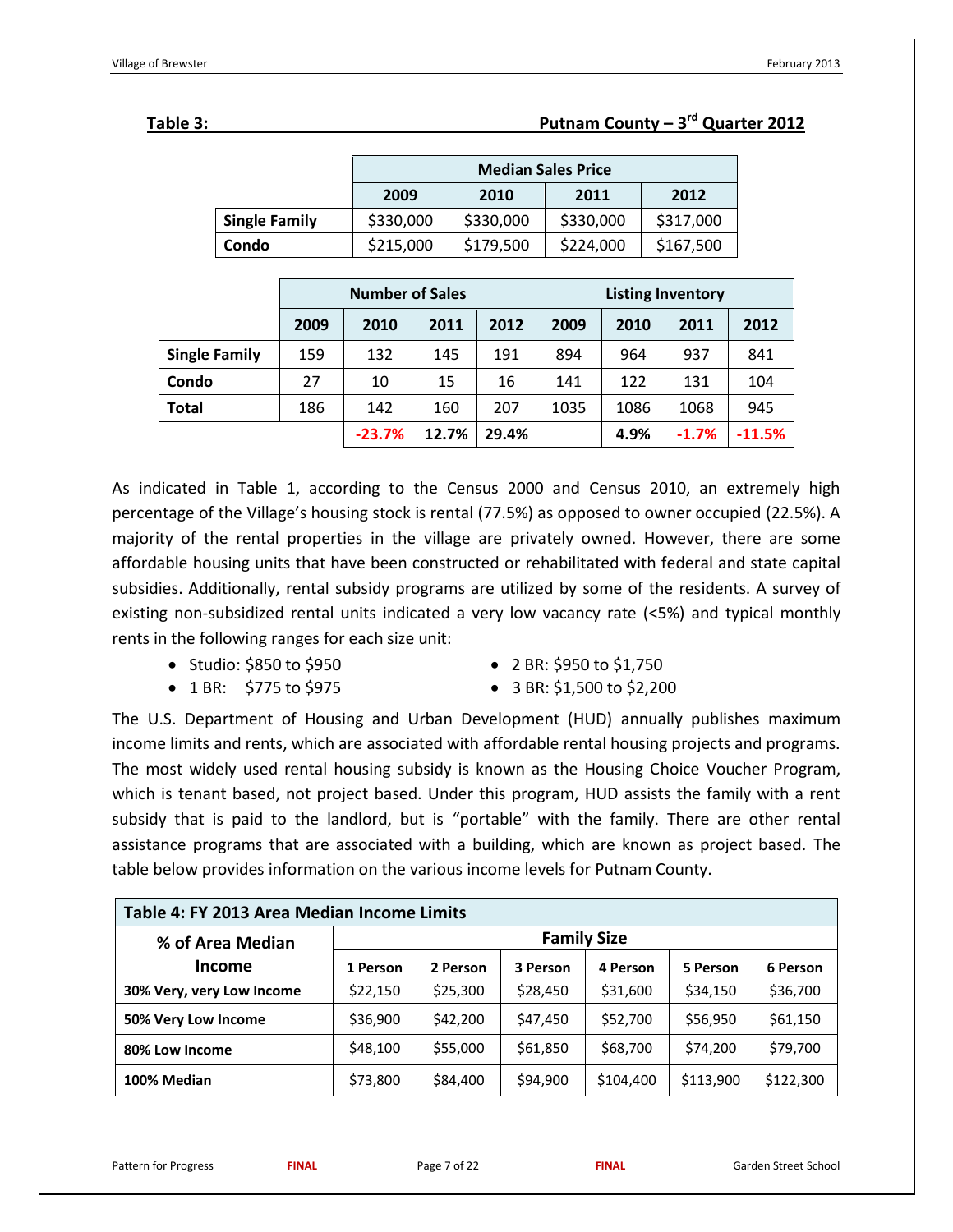**Table 3: Putnam County – 3rd Quarter 2012**

| | Median Sales Price | | | |
|---|---|---|---|---|
| | 2009 | 2010 | 2011 | 2012 |
| **Single Family** | $330,000 | $330,000 | $330,000 | $317,000 |
| **Condo** | $215,000 | $179,500 | $224,000 | $167,500 |

| | Number of Sales | | | | Listing Inventory | | | |
|---|---|---|---|---|---|---|---|---|
| | 2009 | 2010 | 2011 | 2012 | 2009 | 2010 | 2011 | 2012 |
| **Single Family** | 159 | 132 | 145 | 191 | 894 | 964 | 937 | 841 |
| **Condo** | 27 | 10 | 15 | 16 | 141 | 122 | 131 | 104 |
| **Total** | 186 | 142 | 160 | 207 | 1035 | 1086 | 1068 | 945 |
| | | -23.7% | 12.7% | 29.4% | | 4.9% | -1.7% | -11.5% |

As indicated in Table 1, according to the Census 2000 and Census 2010, an extremely high percentage of the Village's housing stock is rental (77.5%) as opposed to owner occupied (22.5%). A majority of the rental properties in the village are privately owned. However, there are some affordable housing units that have been constructed or rehabilitated with federal and state capital subsidies. Additionally, rental subsidy programs are utilized by some of the residents. A survey of existing non-subsidized rental units indicated a very low vacancy rate (<5%) and typical monthly rents in the following ranges for each size unit:

- Studio: $850 to $950
- 1 BR: $775 to $975
- 2 BR: $950 to $1,750
- 3 BR: $1,500 to $2,200

The U.S. Department of Housing and Urban Development (HUD) annually publishes maximum income limits and rents, which are associated with affordable rental housing projects and programs. The most widely used rental housing subsidy is known as the Housing Choice Voucher Program, which is tenant based, not project based. Under this program, HUD assists the family with a rent subsidy that is paid to the landlord, but is "portable" with the family. There are other rental assistance programs that are associated with a building, which are known as project based. The table below provides information on the various income levels for Putnam County.

**Table 4: FY 2013 Area Median Income Limits**

| % of Area Median Income | Family Size | | | | | |
|---|---|---|---|---|---|---|
| | 1 Person | 2 Person | 3 Person | 4 Person | 5 Person | 6 Person |
| **30% Very, very Low Income** | $22,150 | $25,300 | $28,450 | $31,600 | $34,150 | $36,700 |
| **50% Very Low Income** | $36,900 | $42,200 | $47,450 | $52,700 | $56,950 | $61,150 |
| **80% Low Income** | $48,100 | $55,000 | $61,850 | $68,700 | $74,200 | $79,700 |
| **100% Median** | $73,800 | $84,400 | $94,900 | $104,400 | $113,900 | $122,300 |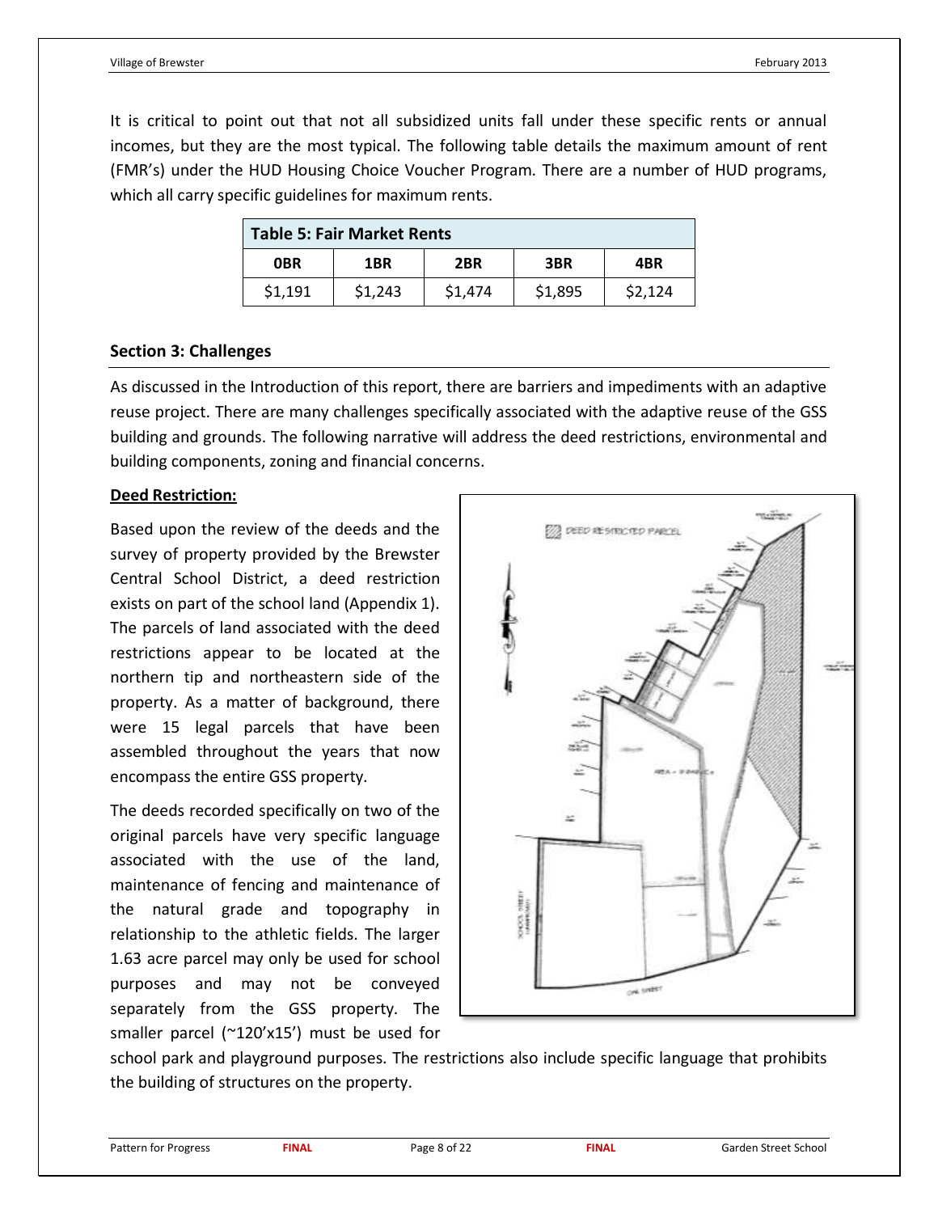It is critical to point out that not all subsidized units fall under these specific rents or annual incomes, but they are the most typical. The following table details the maximum amount of rent (FMR's) under the HUD Housing Choice Voucher Program. There are a number of HUD programs, which all carry specific guidelines for maximum rents.

| Table 5: Fair Market Rents | | | | |
|---|---|---|---|---|
| 0BR | 1BR | 2BR | 3BR | 4BR |
| $1,191 | $1,243 | $1,474 | $1,895 | $2,124 |

## Section 3: Challenges

As discussed in the Introduction of this report, there are barriers and impediments with an adaptive reuse project. There are many challenges specifically associated with the adaptive reuse of the GSS building and grounds. The following narrative will address the deed restrictions, environmental and building components, zoning and financial concerns.

**Deed Restriction:**

Based upon the review of the deeds and the survey of property provided by the Brewster Central School District, a deed restriction exists on part of the school land (Appendix 1). The parcels of land associated with the deed restrictions appear to be located at the northern tip and northeastern side of the property. As a matter of background, there were 15 legal parcels that have been assembled throughout the years that now encompass the entire GSS property.

DEED RESTRICTED PARCEL

The deeds recorded specifically on two of the original parcels have very specific language associated with the use of the land, maintenance of fencing and maintenance of the natural grade and topography in relationship to the athletic fields. The larger 1.63 acre parcel may only be used for school purposes and may not be conveyed separately from the GSS property. The smaller parcel (~120'x15') must be used for school park and playground purposes. The restrictions also include specific language that prohibits the building of structures on the property.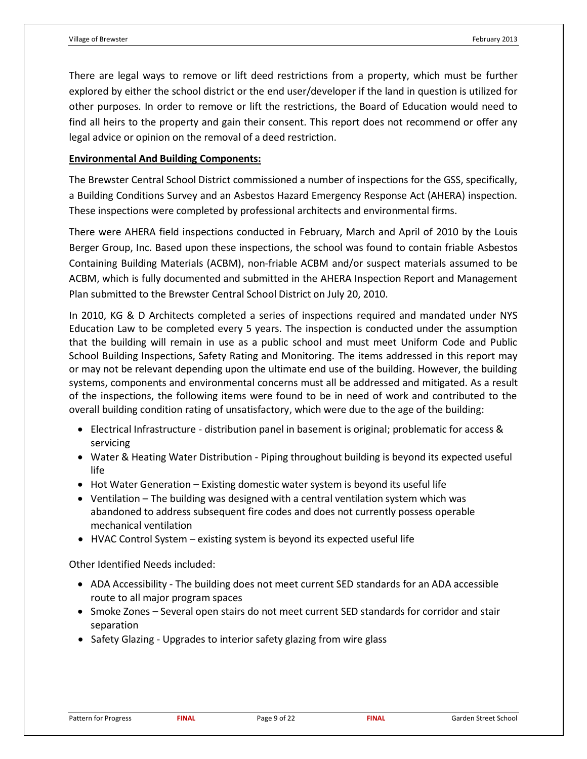There are legal ways to remove or lift deed restrictions from a property, which must be further explored by either the school district or the end user/developer if the land in question is utilized for other purposes. In order to remove or lift the restrictions, the Board of Education would need to find all heirs to the property and gain their consent. This report does not recommend or offer any legal advice or opinion on the removal of a deed restriction.

**Environmental And Building Components:**

The Brewster Central School District commissioned a number of inspections for the GSS, specifically, a Building Conditions Survey and an Asbestos Hazard Emergency Response Act (AHERA) inspection. These inspections were completed by professional architects and environmental firms.

There were AHERA field inspections conducted in February, March and April of 2010 by the Louis Berger Group, Inc. Based upon these inspections, the school was found to contain friable Asbestos Containing Building Materials (ACBM), non-friable ACBM and/or suspect materials assumed to be ACBM, which is fully documented and submitted in the AHERA Inspection Report and Management Plan submitted to the Brewster Central School District on July 20, 2010.

In 2010, KG & D Architects completed a series of inspections required and mandated under NYS Education Law to be completed every 5 years. The inspection is conducted under the assumption that the building will remain in use as a public school and must meet Uniform Code and Public School Building Inspections, Safety Rating and Monitoring. The items addressed in this report may or may not be relevant depending upon the ultimate end use of the building. However, the building systems, components and environmental concerns must all be addressed and mitigated. As a result of the inspections, the following items were found to be in need of work and contributed to the overall building condition rating of unsatisfactory, which were due to the age of the building:

- Electrical Infrastructure - distribution panel in basement is original; problematic for access & servicing
- Water & Heating Water Distribution - Piping throughout building is beyond its expected useful life
- Hot Water Generation – Existing domestic water system is beyond its useful life
- Ventilation – The building was designed with a central ventilation system which was abandoned to address subsequent fire codes and does not currently possess operable mechanical ventilation
- HVAC Control System – existing system is beyond its expected useful life

Other Identified Needs included:

- ADA Accessibility - The building does not meet current SED standards for an ADA accessible route to all major program spaces
- Smoke Zones – Several open stairs do not meet current SED standards for corridor and stair separation
- Safety Glazing - Upgrades to interior safety glazing from wire glass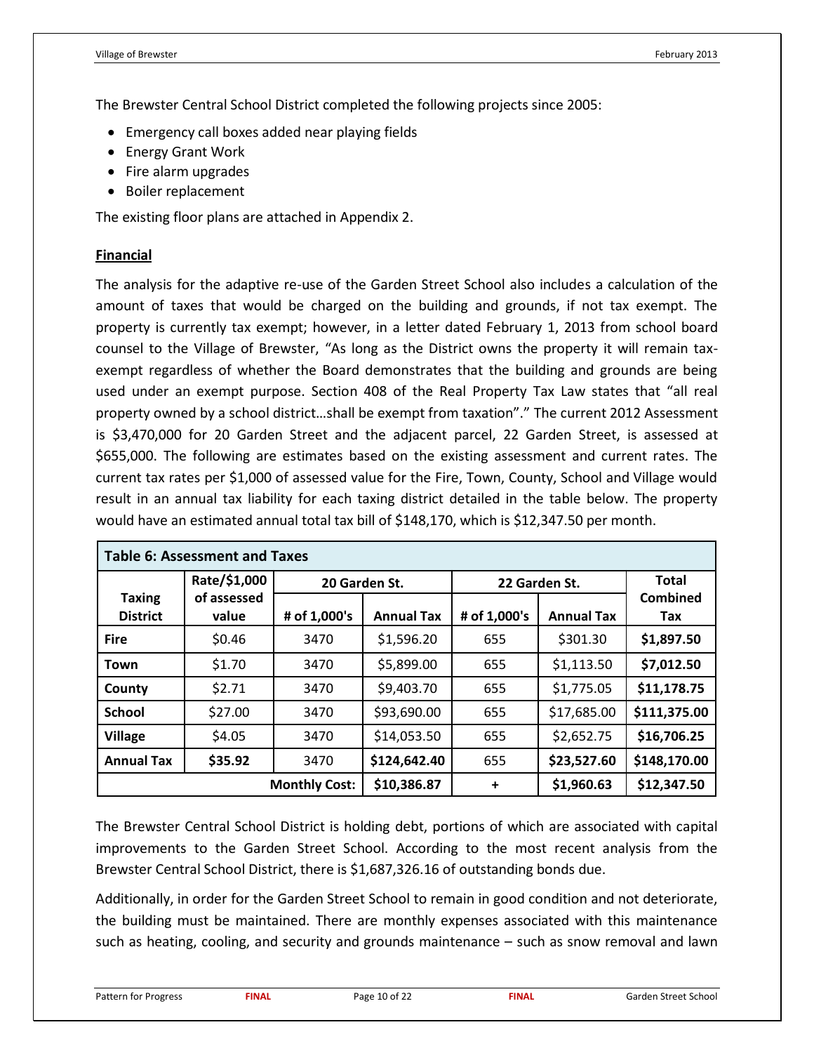The Brewster Central School District completed the following projects since 2005:

- Emergency call boxes added near playing fields
- Energy Grant Work
- Fire alarm upgrades
- Boiler replacement

The existing floor plans are attached in Appendix 2.

**Financial**

The analysis for the adaptive re-use of the Garden Street School also includes a calculation of the amount of taxes that would be charged on the building and grounds, if not tax exempt. The property is currently tax exempt; however, in a letter dated February 1, 2013 from school board counsel to the Village of Brewster, "As long as the District owns the property it will remain tax-exempt regardless of whether the Board demonstrates that the building and grounds are being used under an exempt purpose. Section 408 of the Real Property Tax Law states that "all real property owned by a school district…shall be exempt from taxation"." The current 2012 Assessment is $3,470,000 for 20 Garden Street and the adjacent parcel, 22 Garden Street, is assessed at $655,000. The following are estimates based on the existing assessment and current rates. The current tax rates per $1,000 of assessed value for the Fire, Town, County, School and Village would result in an annual tax liability for each taxing district detailed in the table below. The property would have an estimated annual total tax bill of $148,170, which is $12,347.50 per month.

**Table 6: Assessment and Taxes**

| Taxing District | Rate/$1,000 of assessed value | 20 Garden St. | | 22 Garden St. | | Total Combined Tax |
|---|---|---|---|---|---|---|
| | | # of 1,000's | Annual Tax | # of 1,000's | Annual Tax | |
| **Fire** | $0.46 | 3470 | $1,596.20 | 655 | $301.30 | **$1,897.50** |
| **Town** | $1.70 | 3470 | $5,899.00 | 655 | $1,113.50 | **$7,012.50** |
| **County** | $2.71 | 3470 | $9,403.70 | 655 | $1,775.05 | **$11,178.75** |
| **School** | $27.00 | 3470 | $93,690.00 | 655 | $17,685.00 | **$111,375.00** |
| **Village** | $4.05 | 3470 | $14,053.50 | 655 | $2,652.75 | **$16,706.25** |
| **Annual Tax** | **$35.92** | 3470 | **$124,642.40** | 655 | **$23,527.60** | **$148,170.00** |
| | | **Monthly Cost:** | **$10,386.87** | **+** | **$1,960.63** | **$12,347.50** |

The Brewster Central School District is holding debt, portions of which are associated with capital improvements to the Garden Street School. According to the most recent analysis from the Brewster Central School District, there is $1,687,326.16 of outstanding bonds due.

Additionally, in order for the Garden Street School to remain in good condition and not deteriorate, the building must be maintained. There are monthly expenses associated with this maintenance such as heating, cooling, and security and grounds maintenance – such as snow removal and lawn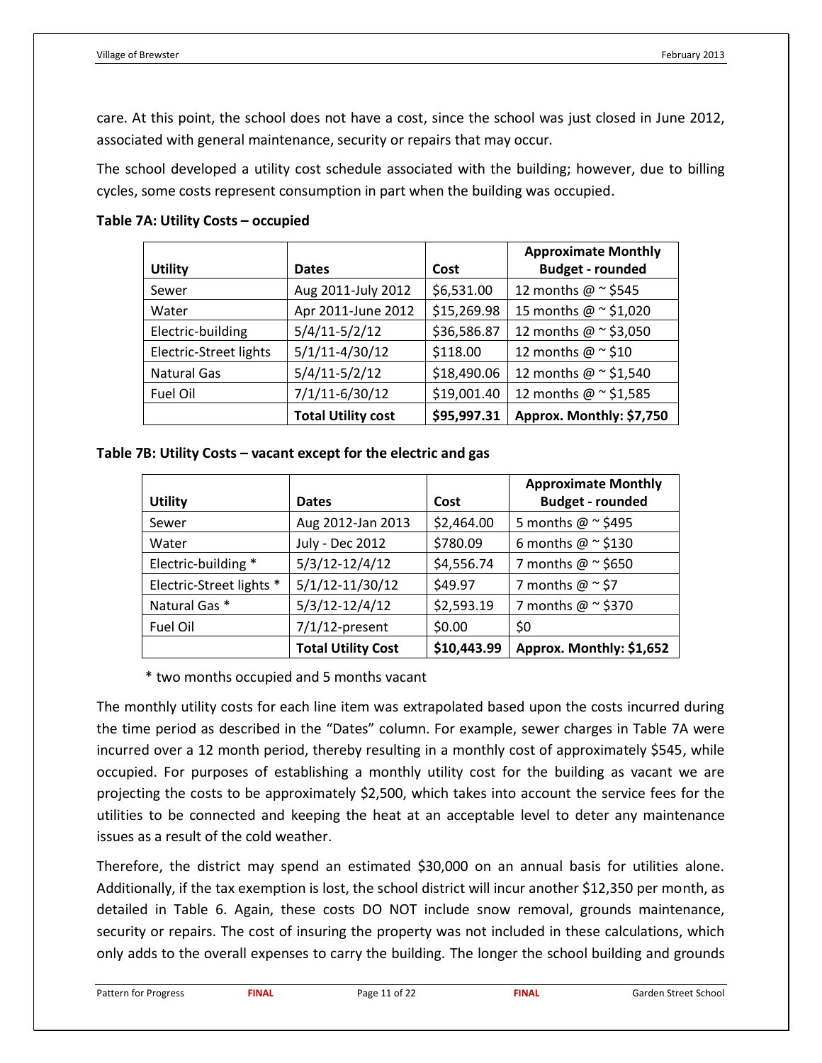care. At this point, the school does not have a cost, since the school was just closed in June 2012, associated with general maintenance, security or repairs that may occur.

The school developed a utility cost schedule associated with the building; however, due to billing cycles, some costs represent consumption in part when the building was occupied.

**Table 7A: Utility Costs – occupied**

| Utility | Dates | Cost | Approximate Monthly Budget - rounded |
|---|---|---|---|
| Sewer | Aug 2011-July 2012 | $6,531.00 | 12 months @ ~ $545 |
| Water | Apr 2011-June 2012 | $15,269.98 | 15 months @ ~ $1,020 |
| Electric-building | 5/4/11-5/2/12 | $36,586.87 | 12 months @ ~ $3,050 |
| Electric-Street lights | 5/1/11-4/30/12 | $118.00 | 12 months @ ~ $10 |
| Natural Gas | 5/4/11-5/2/12 | $18,490.06 | 12 months @ ~ $1,540 |
| Fuel Oil | 7/1/11-6/30/12 | $19,001.40 | 12 months @ ~ $1,585 |
| | **Total Utility cost** | **$95,997.31** | **Approx. Monthly: $7,750** |

**Table 7B: Utility Costs – vacant except for the electric and gas**

| Utility | Dates | Cost | Approximate Monthly Budget - rounded |
|---|---|---|---|
| Sewer | Aug 2012-Jan 2013 | $2,464.00 | 5 months @ ~ $495 |
| Water | July - Dec 2012 | $780.09 | 6 months @ ~ $130 |
| Electric-building * | 5/3/12-12/4/12 | $4,556.74 | 7 months @ ~ $650 |
| Electric-Street lights * | 5/1/12-11/30/12 | $49.97 | 7 months @ ~ $7 |
| Natural Gas * | 5/3/12-12/4/12 | $2,593.19 | 7 months @ ~ $370 |
| Fuel Oil | 7/1/12-present | $0.00 | $0 |
| | **Total Utility Cost** | **$10,443.99** | **Approx. Monthly: $1,652** |

\* two months occupied and 5 months vacant

The monthly utility costs for each line item was extrapolated based upon the costs incurred during the time period as described in the "Dates" column. For example, sewer charges in Table 7A were incurred over a 12 month period, thereby resulting in a monthly cost of approximately $545, while occupied. For purposes of establishing a monthly utility cost for the building as vacant we are projecting the costs to be approximately $2,500, which takes into account the service fees for the utilities to be connected and keeping the heat at an acceptable level to deter any maintenance issues as a result of the cold weather.

Therefore, the district may spend an estimated $30,000 on an annual basis for utilities alone. Additionally, if the tax exemption is lost, the school district will incur another $12,350 per month, as detailed in Table 6. Again, these costs DO NOT include snow removal, grounds maintenance, security or repairs. The cost of insuring the property was not included in these calculations, which only adds to the overall expenses to carry the building. The longer the school building and grounds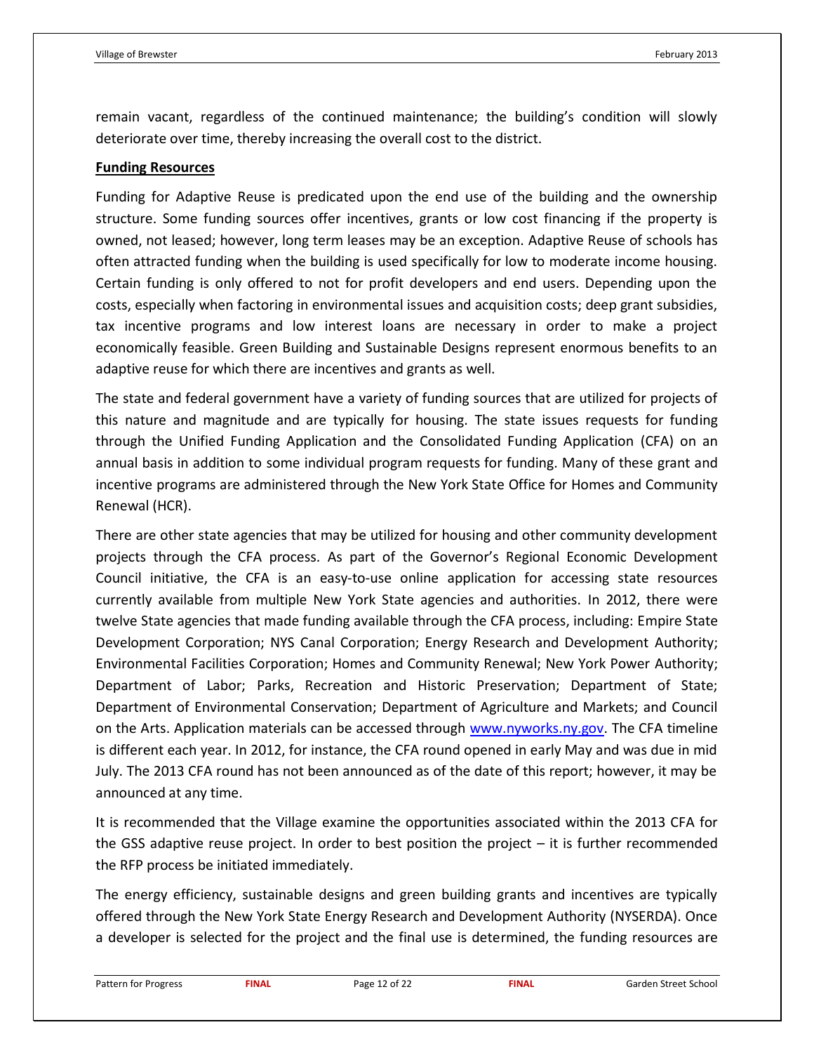remain vacant, regardless of the continued maintenance; the building's condition will slowly deteriorate over time, thereby increasing the overall cost to the district.

**Funding Resources**

Funding for Adaptive Reuse is predicated upon the end use of the building and the ownership structure. Some funding sources offer incentives, grants or low cost financing if the property is owned, not leased; however, long term leases may be an exception. Adaptive Reuse of schools has often attracted funding when the building is used specifically for low to moderate income housing. Certain funding is only offered to not for profit developers and end users. Depending upon the costs, especially when factoring in environmental issues and acquisition costs; deep grant subsidies, tax incentive programs and low interest loans are necessary in order to make a project economically feasible. Green Building and Sustainable Designs represent enormous benefits to an adaptive reuse for which there are incentives and grants as well.

The state and federal government have a variety of funding sources that are utilized for projects of this nature and magnitude and are typically for housing. The state issues requests for funding through the Unified Funding Application and the Consolidated Funding Application (CFA) on an annual basis in addition to some individual program requests for funding. Many of these grant and incentive programs are administered through the New York State Office for Homes and Community Renewal (HCR).

There are other state agencies that may be utilized for housing and other community development projects through the CFA process. As part of the Governor's Regional Economic Development Council initiative, the CFA is an easy-to-use online application for accessing state resources currently available from multiple New York State agencies and authorities. In 2012, there were twelve State agencies that made funding available through the CFA process, including: Empire State Development Corporation; NYS Canal Corporation; Energy Research and Development Authority; Environmental Facilities Corporation; Homes and Community Renewal; New York Power Authority; Department of Labor; Parks, Recreation and Historic Preservation; Department of State; Department of Environmental Conservation; Department of Agriculture and Markets; and Council on the Arts. Application materials can be accessed through www.nyworks.ny.gov. The CFA timeline is different each year. In 2012, for instance, the CFA round opened in early May and was due in mid July. The 2013 CFA round has not been announced as of the date of this report; however, it may be announced at any time.

It is recommended that the Village examine the opportunities associated within the 2013 CFA for the GSS adaptive reuse project. In order to best position the project – it is further recommended the RFP process be initiated immediately.

The energy efficiency, sustainable designs and green building grants and incentives are typically offered through the New York State Energy Research and Development Authority (NYSERDA). Once a developer is selected for the project and the final use is determined, the funding resources are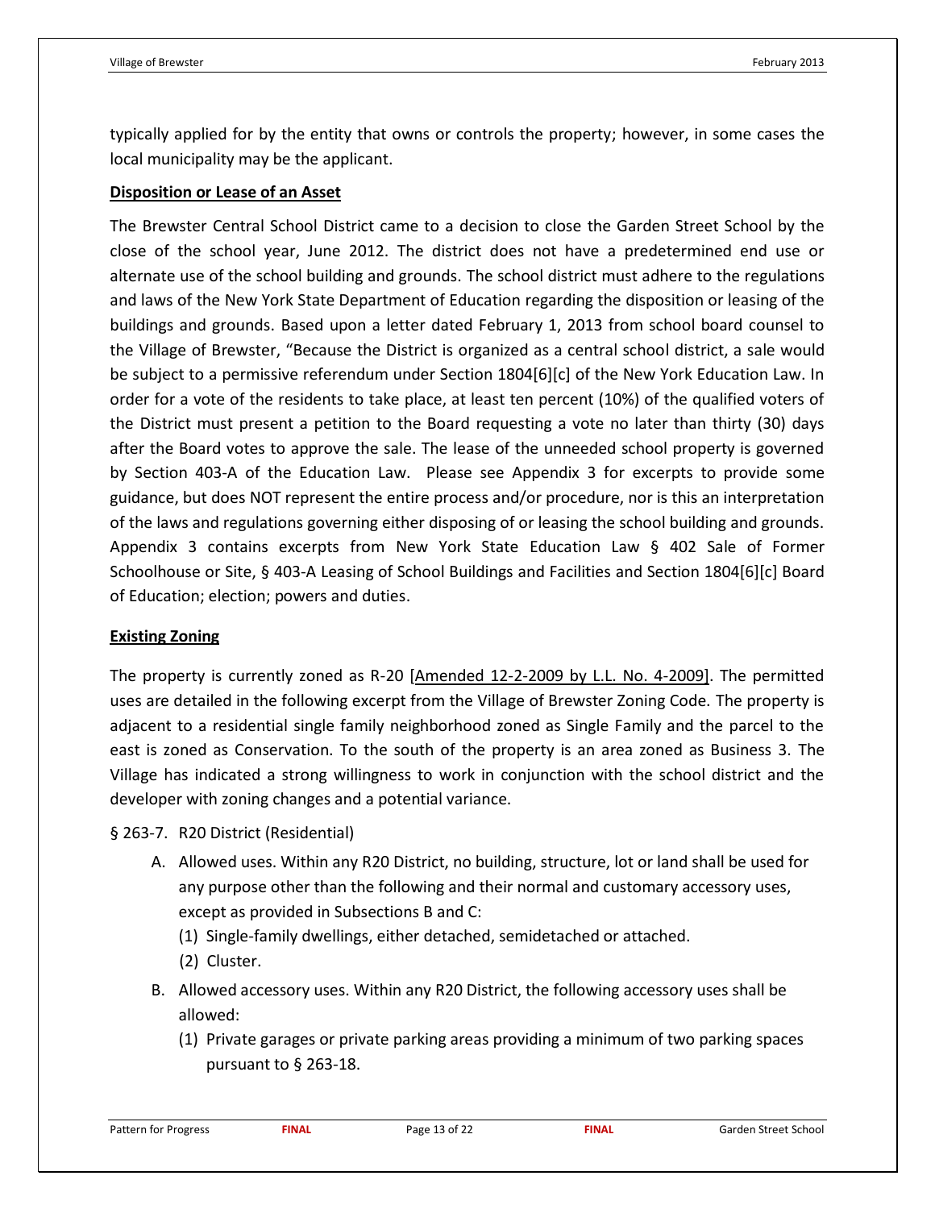typically applied for by the entity that owns or controls the property; however, in some cases the local municipality may be the applicant.

**Disposition or Lease of an Asset**

The Brewster Central School District came to a decision to close the Garden Street School by the close of the school year, June 2012. The district does not have a predetermined end use or alternate use of the school building and grounds. The school district must adhere to the regulations and laws of the New York State Department of Education regarding the disposition or leasing of the buildings and grounds. Based upon a letter dated February 1, 2013 from school board counsel to the Village of Brewster, "Because the District is organized as a central school district, a sale would be subject to a permissive referendum under Section 1804[6][c] of the New York Education Law. In order for a vote of the residents to take place, at least ten percent (10%) of the qualified voters of the District must present a petition to the Board requesting a vote no later than thirty (30) days after the Board votes to approve the sale. The lease of the unneeded school property is governed by Section 403-A of the Education Law. Please see Appendix 3 for excerpts to provide some guidance, but does NOT represent the entire process and/or procedure, nor is this an interpretation of the laws and regulations governing either disposing of or leasing the school building and grounds. Appendix 3 contains excerpts from New York State Education Law § 402 Sale of Former Schoolhouse or Site, § 403-A Leasing of School Buildings and Facilities and Section 1804[6][c] Board of Education; election; powers and duties.

**Existing Zoning**

The property is currently zoned as R-20 [Amended 12-2-2009 by L.L. No. 4-2009]. The permitted uses are detailed in the following excerpt from the Village of Brewster Zoning Code. The property is adjacent to a residential single family neighborhood zoned as Single Family and the parcel to the east is zoned as Conservation. To the south of the property is an area zoned as Business 3. The Village has indicated a strong willingness to work in conjunction with the school district and the developer with zoning changes and a potential variance.

§ 263-7. R20 District (Residential)

A. Allowed uses. Within any R20 District, no building, structure, lot or land shall be used for any purpose other than the following and their normal and customary accessory uses, except as provided in Subsections B and C:
   (1) Single-family dwellings, either detached, semidetached or attached.
   (2) Cluster.

B. Allowed accessory uses. Within any R20 District, the following accessory uses shall be allowed:
   (1) Private garages or private parking areas providing a minimum of two parking spaces pursuant to § 263-18.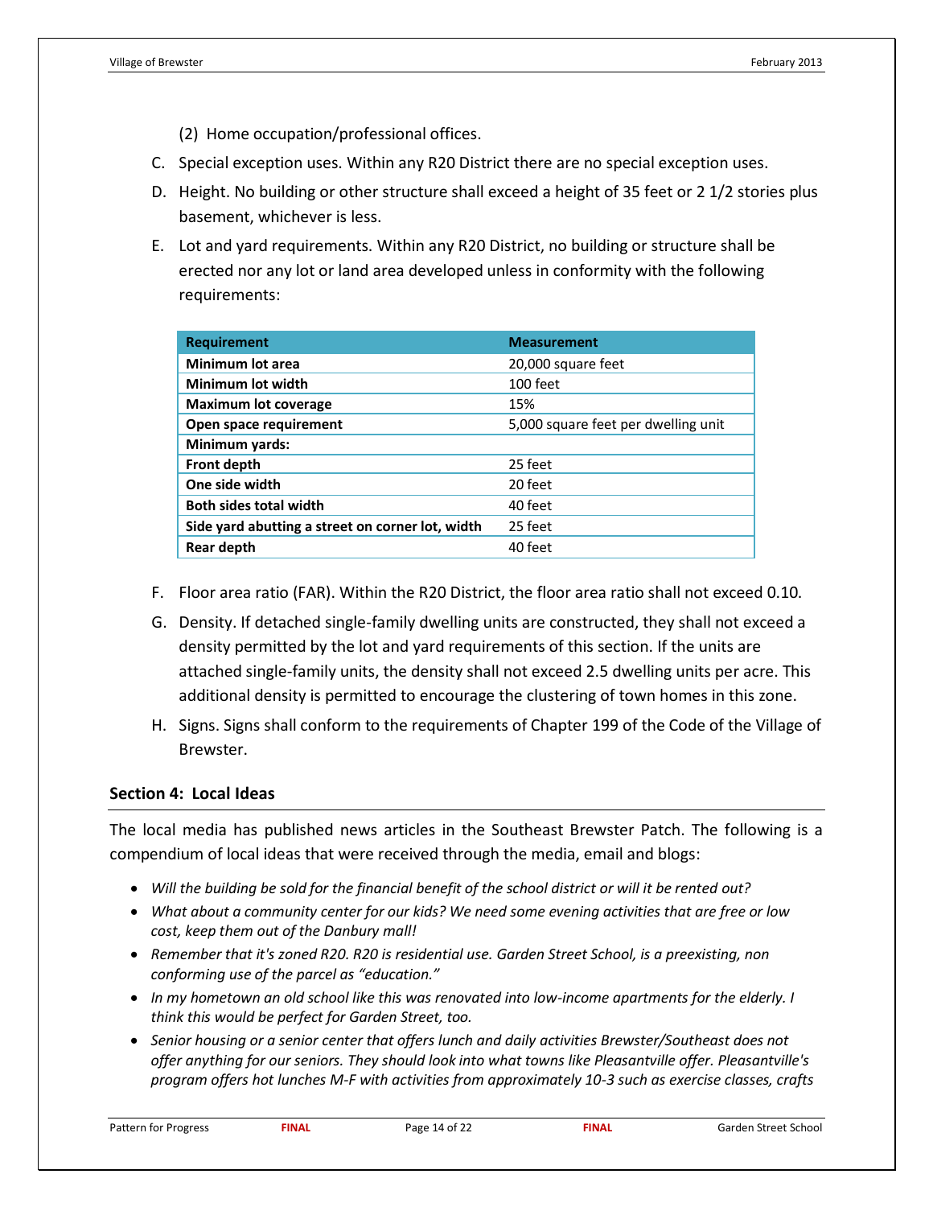(2) Home occupation/professional offices.

C. Special exception uses. Within any R20 District there are no special exception uses.

D. Height. No building or other structure shall exceed a height of 35 feet or 2 1/2 stories plus basement, whichever is less.

E. Lot and yard requirements. Within any R20 District, no building or structure shall be erected nor any lot or land area developed unless in conformity with the following requirements:

| Requirement | Measurement |
|---|---|
| **Minimum lot area** | 20,000 square feet |
| **Minimum lot width** | 100 feet |
| **Maximum lot coverage** | 15% |
| **Open space requirement** | 5,000 square feet per dwelling unit |
| **Minimum yards:** | |
| **Front depth** | 25 feet |
| **One side width** | 20 feet |
| **Both sides total width** | 40 feet |
| **Side yard abutting a street on corner lot, width** | 25 feet |
| **Rear depth** | 40 feet |

F. Floor area ratio (FAR). Within the R20 District, the floor area ratio shall not exceed 0.10.

G. Density. If detached single-family dwelling units are constructed, they shall not exceed a density permitted by the lot and yard requirements of this section. If the units are attached single-family units, the density shall not exceed 2.5 dwelling units per acre. This additional density is permitted to encourage the clustering of town homes in this zone.

H. Signs. Signs shall conform to the requirements of Chapter 199 of the Code of the Village of Brewster.

## Section 4: Local Ideas

The local media has published news articles in the Southeast Brewster Patch. The following is a compendium of local ideas that were received through the media, email and blogs:

- *Will the building be sold for the financial benefit of the school district or will it be rented out?*
- *What about a community center for our kids? We need some evening activities that are free or low cost, keep them out of the Danbury mall!*
- *Remember that it's zoned R20. R20 is residential use. Garden Street School, is a preexisting, non conforming use of the parcel as "education."*
- *In my hometown an old school like this was renovated into low-income apartments for the elderly. I think this would be perfect for Garden Street, too.*
- *Senior housing or a senior center that offers lunch and daily activities Brewster/Southeast does not offer anything for our seniors. They should look into what towns like Pleasantville offer. Pleasantville's program offers hot lunches M-F with activities from approximately 10-3 such as exercise classes, crafts*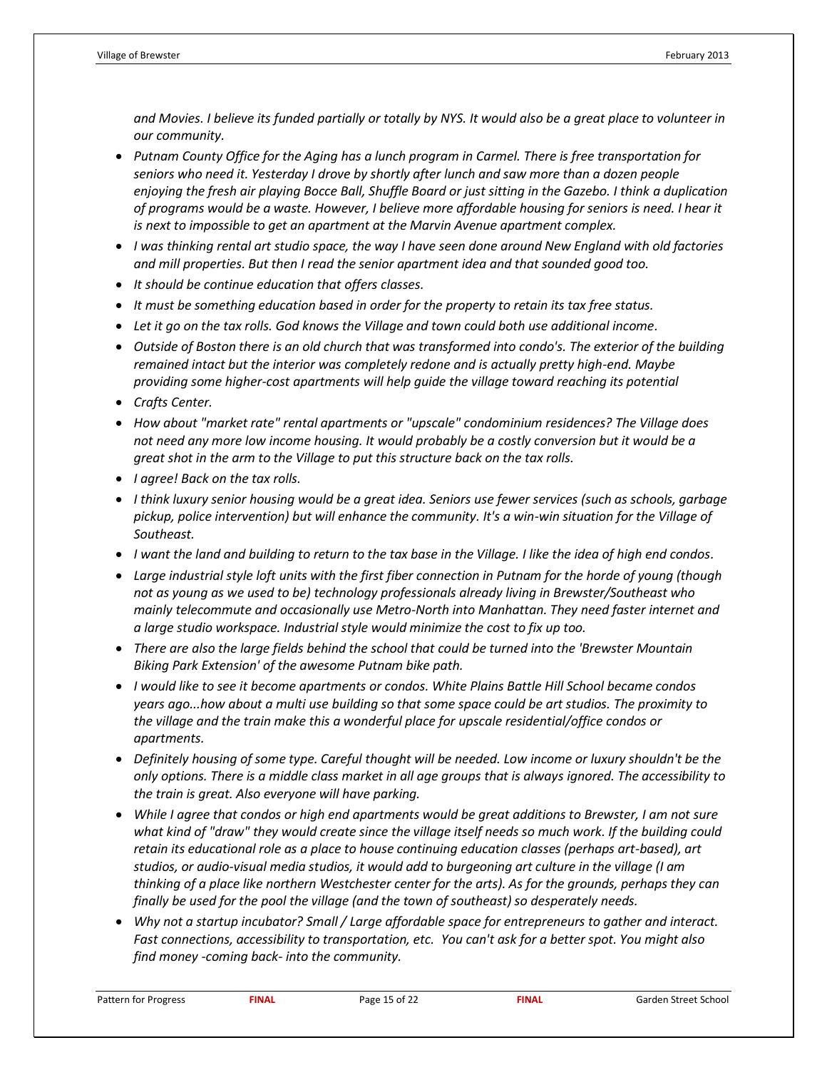*and Movies. I believe its funded partially or totally by NYS. It would also be a great place to volunteer in our community.*

- *Putnam County Office for the Aging has a lunch program in Carmel. There is free transportation for seniors who need it. Yesterday I drove by shortly after lunch and saw more than a dozen people enjoying the fresh air playing Bocce Ball, Shuffle Board or just sitting in the Gazebo. I think a duplication of programs would be a waste. However, I believe more affordable housing for seniors is need. I hear it is next to impossible to get an apartment at the Marvin Avenue apartment complex.*
- *I was thinking rental art studio space, the way I have seen done around New England with old factories and mill properties. But then I read the senior apartment idea and that sounded good too.*
- *It should be continue education that offers classes.*
- *It must be something education based in order for the property to retain its tax free status.*
- *Let it go on the tax rolls. God knows the Village and town could both use additional income.*
- *Outside of Boston there is an old church that was transformed into condo's. The exterior of the building remained intact but the interior was completely redone and is actually pretty high-end. Maybe providing some higher-cost apartments will help guide the village toward reaching its potential*
- *Crafts Center.*
- *How about "market rate" rental apartments or "upscale" condominium residences? The Village does not need any more low income housing. It would probably be a costly conversion but it would be a great shot in the arm to the Village to put this structure back on the tax rolls.*
- *I agree! Back on the tax rolls.*
- *I think luxury senior housing would be a great idea. Seniors use fewer services (such as schools, garbage pickup, police intervention) but will enhance the community. It's a win-win situation for the Village of Southeast.*
- *I want the land and building to return to the tax base in the Village. I like the idea of high end condos.*
- *Large industrial style loft units with the first fiber connection in Putnam for the horde of young (though not as young as we used to be) technology professionals already living in Brewster/Southeast who mainly telecommute and occasionally use Metro-North into Manhattan. They need faster internet and a large studio workspace. Industrial style would minimize the cost to fix up too.*
- *There are also the large fields behind the school that could be turned into the 'Brewster Mountain Biking Park Extension' of the awesome Putnam bike path.*
- *I would like to see it become apartments or condos. White Plains Battle Hill School became condos years ago...how about a multi use building so that some space could be art studios. The proximity to the village and the train make this a wonderful place for upscale residential/office condos or apartments.*
- *Definitely housing of some type. Careful thought will be needed. Low income or luxury shouldn't be the only options. There is a middle class market in all age groups that is always ignored. The accessibility to the train is great. Also everyone will have parking.*
- *While I agree that condos or high end apartments would be great additions to Brewster, I am not sure what kind of "draw" they would create since the village itself needs so much work. If the building could retain its educational role as a place to house continuing education classes (perhaps art-based), art studios, or audio-visual media studios, it would add to burgeoning art culture in the village (I am thinking of a place like northern Westchester center for the arts). As for the grounds, perhaps they can finally be used for the pool the village (and the town of southeast) so desperately needs.*
- *Why not a startup incubator? Small / Large affordable space for entrepreneurs to gather and interact. Fast connections, accessibility to transportation, etc. You can't ask for a better spot. You might also find money -coming back- into the community.*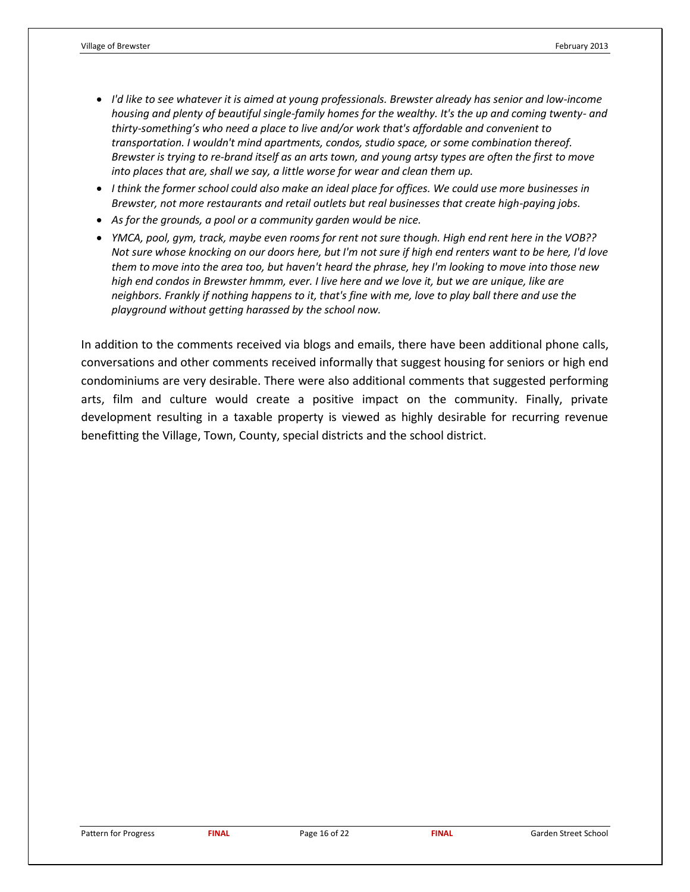- *I'd like to see whatever it is aimed at young professionals. Brewster already has senior and low-income housing and plenty of beautiful single-family homes for the wealthy. It's the up and coming twenty- and thirty-something's who need a place to live and/or work that's affordable and convenient to transportation. I wouldn't mind apartments, condos, studio space, or some combination thereof. Brewster is trying to re-brand itself as an arts town, and young artsy types are often the first to move into places that are, shall we say, a little worse for wear and clean them up.*
- *I think the former school could also make an ideal place for offices. We could use more businesses in Brewster, not more restaurants and retail outlets but real businesses that create high-paying jobs.*
- *As for the grounds, a pool or a community garden would be nice.*
- *YMCA, pool, gym, track, maybe even rooms for rent not sure though. High end rent here in the VOB?? Not sure whose knocking on our doors here, but I'm not sure if high end renters want to be here, I'd love them to move into the area too, but haven't heard the phrase, hey I'm looking to move into those new high end condos in Brewster hmmm, ever. I live here and we love it, but we are unique, like are neighbors. Frankly if nothing happens to it, that's fine with me, love to play ball there and use the playground without getting harassed by the school now.*

In addition to the comments received via blogs and emails, there have been additional phone calls, conversations and other comments received informally that suggest housing for seniors or high end condominiums are very desirable. There were also additional comments that suggested performing arts, film and culture would create a positive impact on the community. Finally, private development resulting in a taxable property is viewed as highly desirable for recurring revenue benefitting the Village, Town, County, special districts and the school district.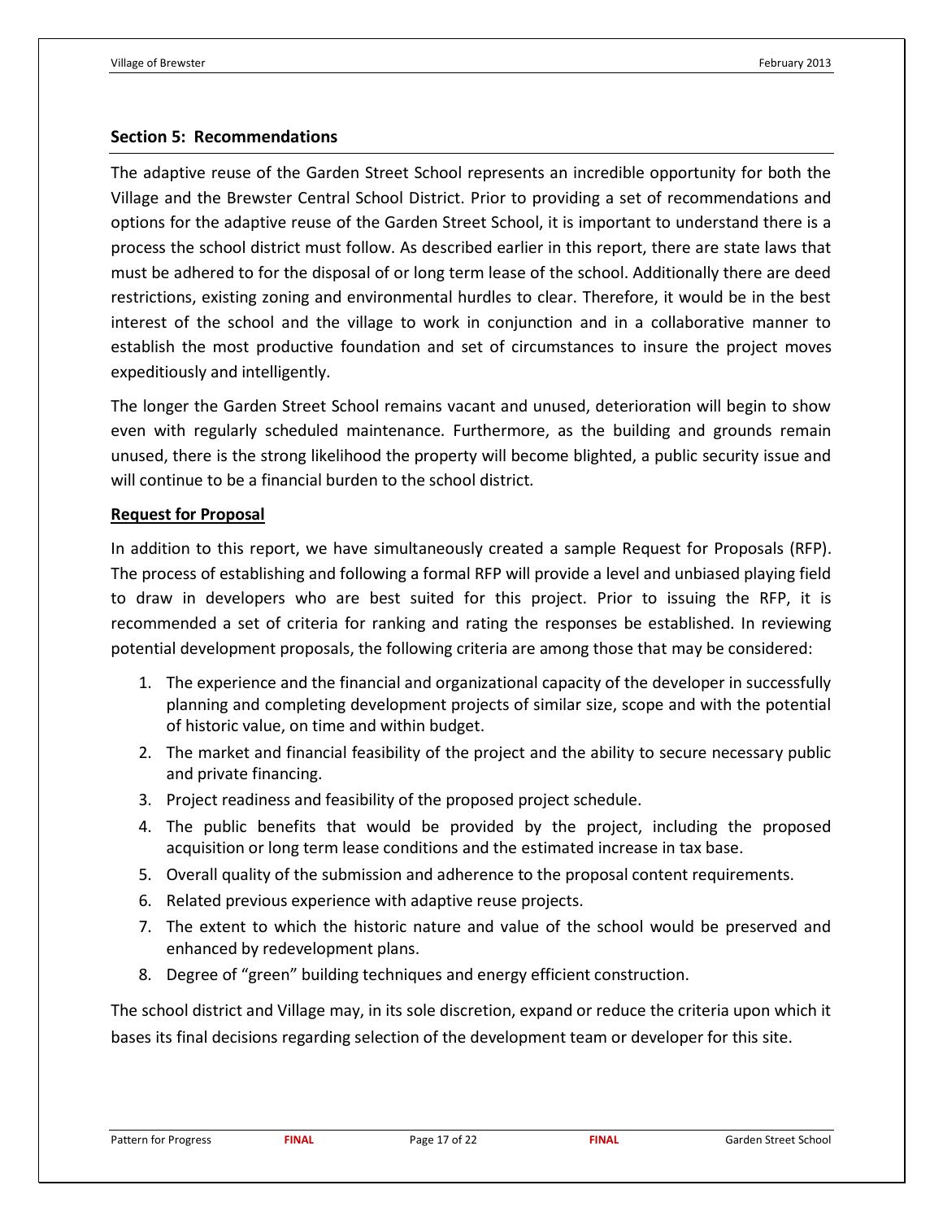## Section 5: Recommendations

The adaptive reuse of the Garden Street School represents an incredible opportunity for both the Village and the Brewster Central School District. Prior to providing a set of recommendations and options for the adaptive reuse of the Garden Street School, it is important to understand there is a process the school district must follow. As described earlier in this report, there are state laws that must be adhered to for the disposal of or long term lease of the school. Additionally there are deed restrictions, existing zoning and environmental hurdles to clear. Therefore, it would be in the best interest of the school and the village to work in conjunction and in a collaborative manner to establish the most productive foundation and set of circumstances to insure the project moves expeditiously and intelligently.

The longer the Garden Street School remains vacant and unused, deterioration will begin to show even with regularly scheduled maintenance. Furthermore, as the building and grounds remain unused, there is the strong likelihood the property will become blighted, a public security issue and will continue to be a financial burden to the school district.

### Request for Proposal

In addition to this report, we have simultaneously created a sample Request for Proposals (RFP). The process of establishing and following a formal RFP will provide a level and unbiased playing field to draw in developers who are best suited for this project. Prior to issuing the RFP, it is recommended a set of criteria for ranking and rating the responses be established. In reviewing potential development proposals, the following criteria are among those that may be considered:

1. The experience and the financial and organizational capacity of the developer in successfully planning and completing development projects of similar size, scope and with the potential of historic value, on time and within budget.
2. The market and financial feasibility of the project and the ability to secure necessary public and private financing.
3. Project readiness and feasibility of the proposed project schedule.
4. The public benefits that would be provided by the project, including the proposed acquisition or long term lease conditions and the estimated increase in tax base.
5. Overall quality of the submission and adherence to the proposal content requirements.
6. Related previous experience with adaptive reuse projects.
7. The extent to which the historic nature and value of the school would be preserved and enhanced by redevelopment plans.
8. Degree of "green" building techniques and energy efficient construction.

The school district and Village may, in its sole discretion, expand or reduce the criteria upon which it bases its final decisions regarding selection of the development team or developer for this site.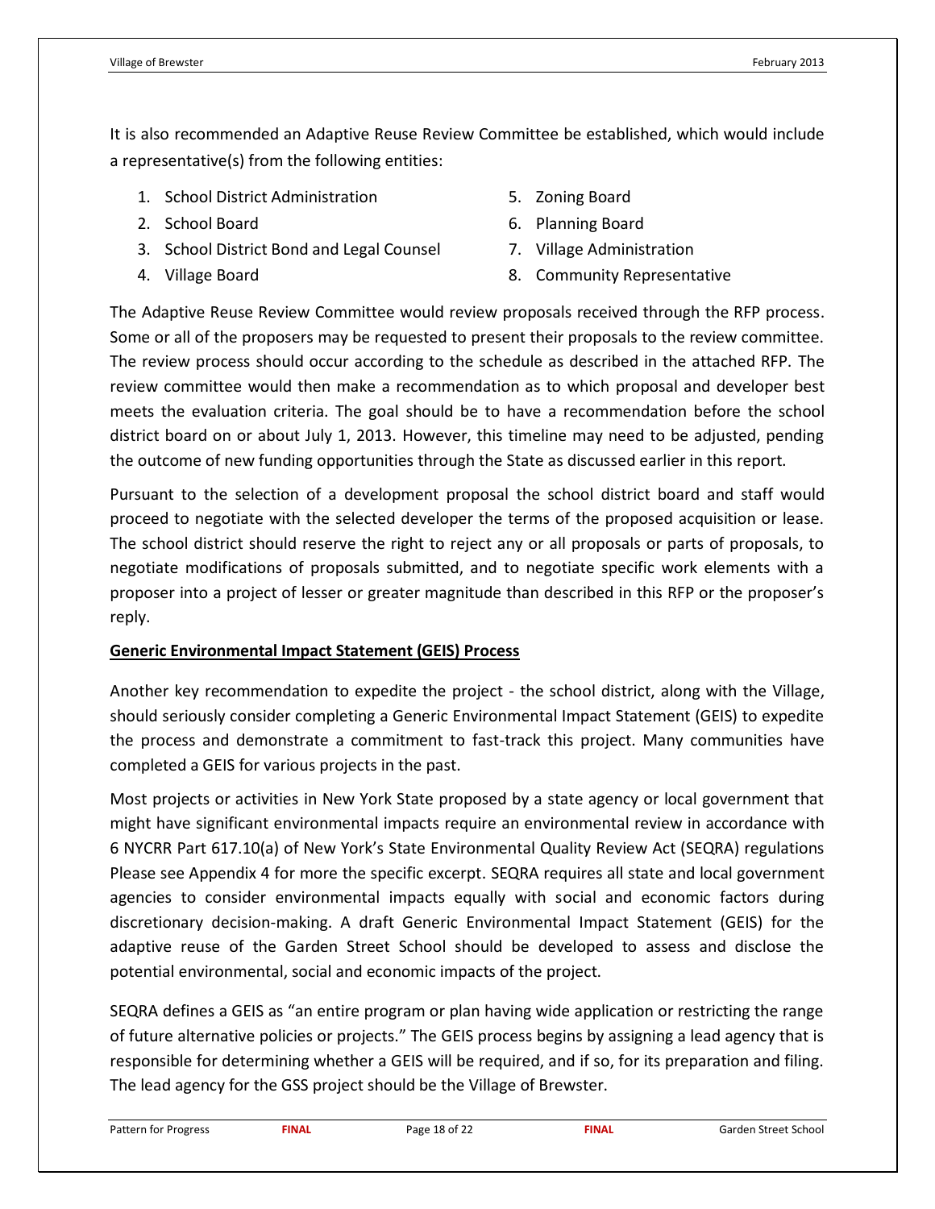It is also recommended an Adaptive Reuse Review Committee be established, which would include a representative(s) from the following entities:

1. School District Administration
2. School Board
3. School District Bond and Legal Counsel
4. Village Board
5. Zoning Board
6. Planning Board
7. Village Administration
8. Community Representative

The Adaptive Reuse Review Committee would review proposals received through the RFP process. Some or all of the proposers may be requested to present their proposals to the review committee. The review process should occur according to the schedule as described in the attached RFP. The review committee would then make a recommendation as to which proposal and developer best meets the evaluation criteria. The goal should be to have a recommendation before the school district board on or about July 1, 2013. However, this timeline may need to be adjusted, pending the outcome of new funding opportunities through the State as discussed earlier in this report.

Pursuant to the selection of a development proposal the school district board and staff would proceed to negotiate with the selected developer the terms of the proposed acquisition or lease. The school district should reserve the right to reject any or all proposals or parts of proposals, to negotiate modifications of proposals submitted, and to negotiate specific work elements with a proposer into a project of lesser or greater magnitude than described in this RFP or the proposer's reply.

**Generic Environmental Impact Statement (GEIS) Process**

Another key recommendation to expedite the project - the school district, along with the Village, should seriously consider completing a Generic Environmental Impact Statement (GEIS) to expedite the process and demonstrate a commitment to fast-track this project. Many communities have completed a GEIS for various projects in the past.

Most projects or activities in New York State proposed by a state agency or local government that might have significant environmental impacts require an environmental review in accordance with 6 NYCRR Part 617.10(a) of New York's State Environmental Quality Review Act (SEQRA) regulations Please see Appendix 4 for more the specific excerpt. SEQRA requires all state and local government agencies to consider environmental impacts equally with social and economic factors during discretionary decision-making. A draft Generic Environmental Impact Statement (GEIS) for the adaptive reuse of the Garden Street School should be developed to assess and disclose the potential environmental, social and economic impacts of the project.

SEQRA defines a GEIS as "an entire program or plan having wide application or restricting the range of future alternative policies or projects." The GEIS process begins by assigning a lead agency that is responsible for determining whether a GEIS will be required, and if so, for its preparation and filing. The lead agency for the GSS project should be the Village of Brewster.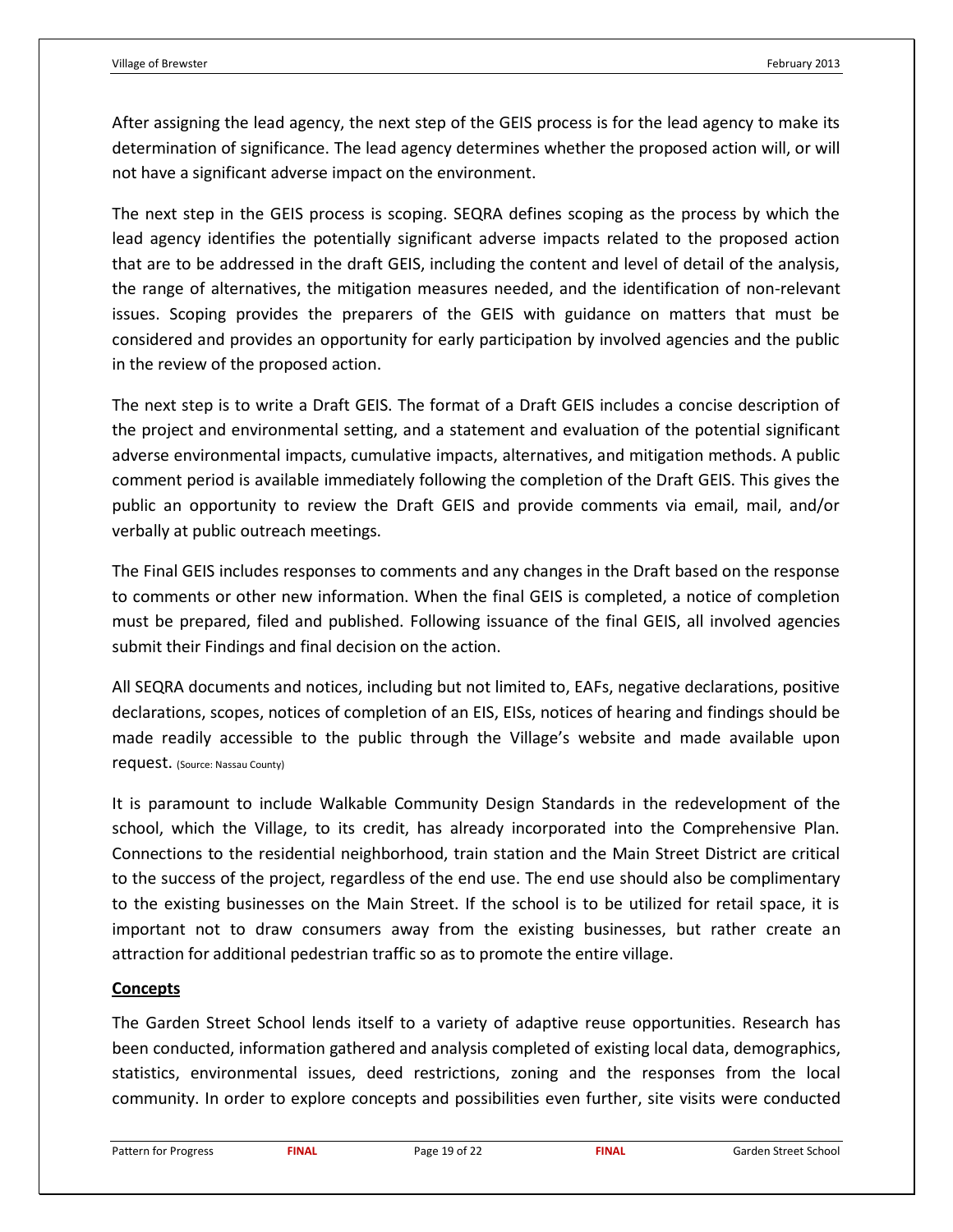After assigning the lead agency, the next step of the GEIS process is for the lead agency to make its determination of significance. The lead agency determines whether the proposed action will, or will not have a significant adverse impact on the environment.

The next step in the GEIS process is scoping. SEQRA defines scoping as the process by which the lead agency identifies the potentially significant adverse impacts related to the proposed action that are to be addressed in the draft GEIS, including the content and level of detail of the analysis, the range of alternatives, the mitigation measures needed, and the identification of non-relevant issues. Scoping provides the preparers of the GEIS with guidance on matters that must be considered and provides an opportunity for early participation by involved agencies and the public in the review of the proposed action.

The next step is to write a Draft GEIS. The format of a Draft GEIS includes a concise description of the project and environmental setting, and a statement and evaluation of the potential significant adverse environmental impacts, cumulative impacts, alternatives, and mitigation methods. A public comment period is available immediately following the completion of the Draft GEIS. This gives the public an opportunity to review the Draft GEIS and provide comments via email, mail, and/or verbally at public outreach meetings.

The Final GEIS includes responses to comments and any changes in the Draft based on the response to comments or other new information. When the final GEIS is completed, a notice of completion must be prepared, filed and published. Following issuance of the final GEIS, all involved agencies submit their Findings and final decision on the action.

All SEQRA documents and notices, including but not limited to, EAFs, negative declarations, positive declarations, scopes, notices of completion of an EIS, EISs, notices of hearing and findings should be made readily accessible to the public through the Village's website and made available upon request. (Source: Nassau County)

It is paramount to include Walkable Community Design Standards in the redevelopment of the school, which the Village, to its credit, has already incorporated into the Comprehensive Plan. Connections to the residential neighborhood, train station and the Main Street District are critical to the success of the project, regardless of the end use. The end use should also be complimentary to the existing businesses on the Main Street. If the school is to be utilized for retail space, it is important not to draw consumers away from the existing businesses, but rather create an attraction for additional pedestrian traffic so as to promote the entire village.

**Concepts**

The Garden Street School lends itself to a variety of adaptive reuse opportunities. Research has been conducted, information gathered and analysis completed of existing local data, demographics, statistics, environmental issues, deed restrictions, zoning and the responses from the local community. In order to explore concepts and possibilities even further, site visits were conducted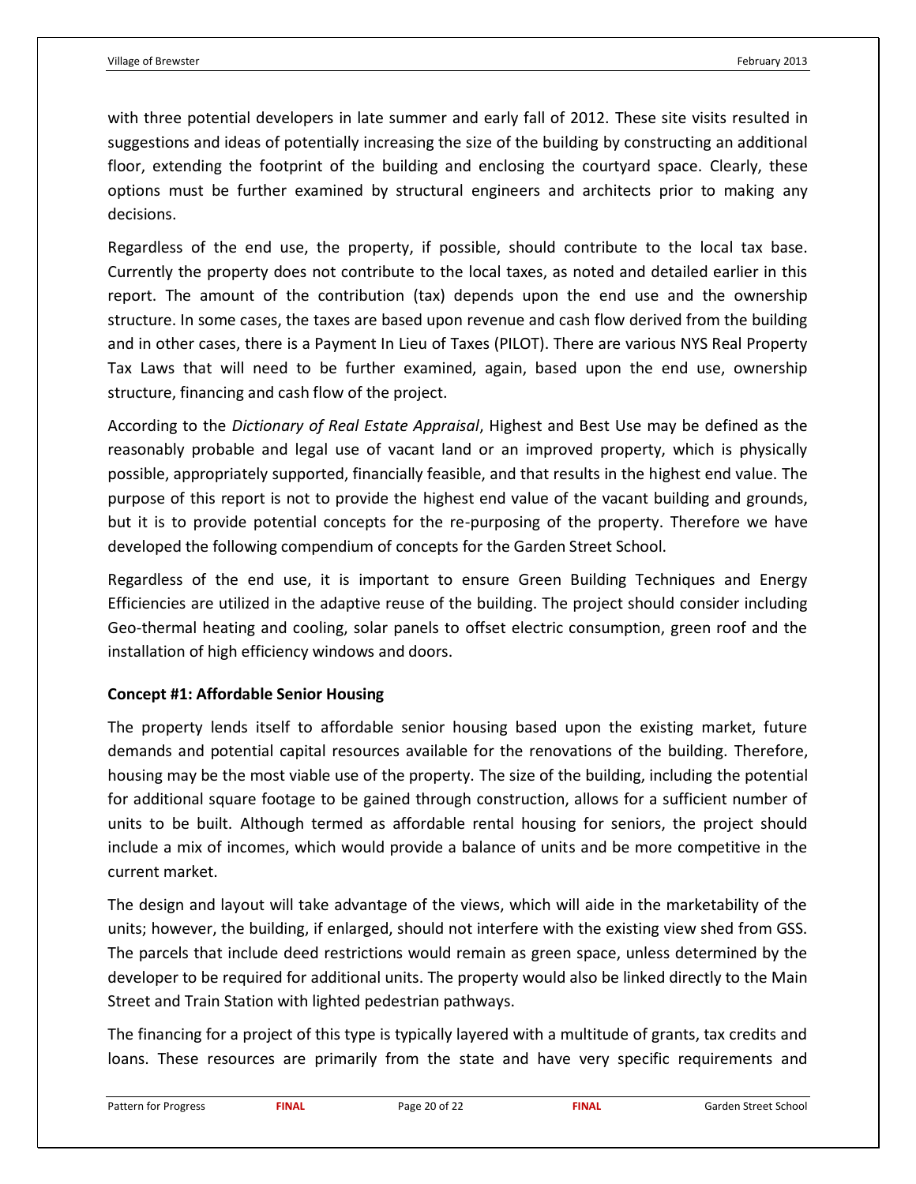with three potential developers in late summer and early fall of 2012. These site visits resulted in suggestions and ideas of potentially increasing the size of the building by constructing an additional floor, extending the footprint of the building and enclosing the courtyard space. Clearly, these options must be further examined by structural engineers and architects prior to making any decisions.

Regardless of the end use, the property, if possible, should contribute to the local tax base. Currently the property does not contribute to the local taxes, as noted and detailed earlier in this report. The amount of the contribution (tax) depends upon the end use and the ownership structure. In some cases, the taxes are based upon revenue and cash flow derived from the building and in other cases, there is a Payment In Lieu of Taxes (PILOT). There are various NYS Real Property Tax Laws that will need to be further examined, again, based upon the end use, ownership structure, financing and cash flow of the project.

According to the *Dictionary of Real Estate Appraisal*, Highest and Best Use may be defined as the reasonably probable and legal use of vacant land or an improved property, which is physically possible, appropriately supported, financially feasible, and that results in the highest end value. The purpose of this report is not to provide the highest end value of the vacant building and grounds, but it is to provide potential concepts for the re-purposing of the property. Therefore we have developed the following compendium of concepts for the Garden Street School.

Regardless of the end use, it is important to ensure Green Building Techniques and Energy Efficiencies are utilized in the adaptive reuse of the building. The project should consider including Geo-thermal heating and cooling, solar panels to offset electric consumption, green roof and the installation of high efficiency windows and doors.

**Concept #1: Affordable Senior Housing**

The property lends itself to affordable senior housing based upon the existing market, future demands and potential capital resources available for the renovations of the building. Therefore, housing may be the most viable use of the property. The size of the building, including the potential for additional square footage to be gained through construction, allows for a sufficient number of units to be built. Although termed as affordable rental housing for seniors, the project should include a mix of incomes, which would provide a balance of units and be more competitive in the current market.

The design and layout will take advantage of the views, which will aide in the marketability of the units; however, the building, if enlarged, should not interfere with the existing view shed from GSS. The parcels that include deed restrictions would remain as green space, unless determined by the developer to be required for additional units. The property would also be linked directly to the Main Street and Train Station with lighted pedestrian pathways.

The financing for a project of this type is typically layered with a multitude of grants, tax credits and loans. These resources are primarily from the state and have very specific requirements and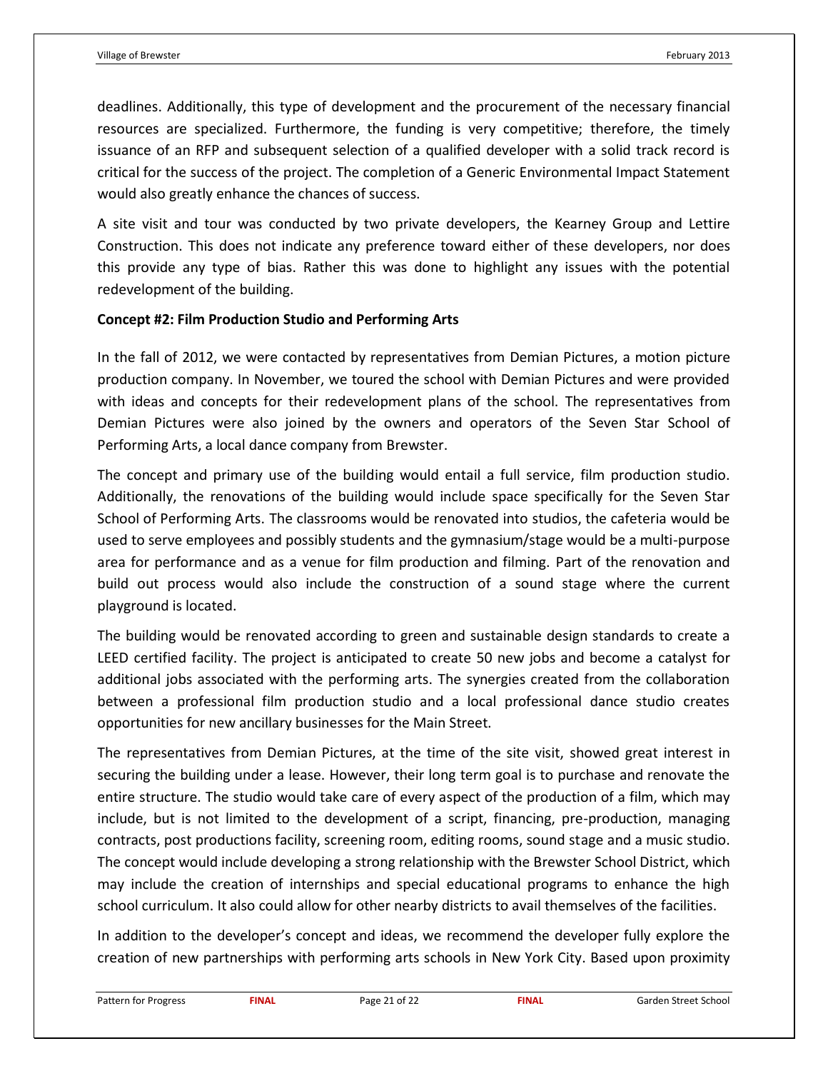deadlines. Additionally, this type of development and the procurement of the necessary financial resources are specialized. Furthermore, the funding is very competitive; therefore, the timely issuance of an RFP and subsequent selection of a qualified developer with a solid track record is critical for the success of the project. The completion of a Generic Environmental Impact Statement would also greatly enhance the chances of success.

A site visit and tour was conducted by two private developers, the Kearney Group and Lettire Construction. This does not indicate any preference toward either of these developers, nor does this provide any type of bias. Rather this was done to highlight any issues with the potential redevelopment of the building.

**Concept #2: Film Production Studio and Performing Arts**

In the fall of 2012, we were contacted by representatives from Demian Pictures, a motion picture production company. In November, we toured the school with Demian Pictures and were provided with ideas and concepts for their redevelopment plans of the school. The representatives from Demian Pictures were also joined by the owners and operators of the Seven Star School of Performing Arts, a local dance company from Brewster.

The concept and primary use of the building would entail a full service, film production studio. Additionally, the renovations of the building would include space specifically for the Seven Star School of Performing Arts. The classrooms would be renovated into studios, the cafeteria would be used to serve employees and possibly students and the gymnasium/stage would be a multi-purpose area for performance and as a venue for film production and filming. Part of the renovation and build out process would also include the construction of a sound stage where the current playground is located.

The building would be renovated according to green and sustainable design standards to create a LEED certified facility. The project is anticipated to create 50 new jobs and become a catalyst for additional jobs associated with the performing arts. The synergies created from the collaboration between a professional film production studio and a local professional dance studio creates opportunities for new ancillary businesses for the Main Street.

The representatives from Demian Pictures, at the time of the site visit, showed great interest in securing the building under a lease. However, their long term goal is to purchase and renovate the entire structure. The studio would take care of every aspect of the production of a film, which may include, but is not limited to the development of a script, financing, pre-production, managing contracts, post productions facility, screening room, editing rooms, sound stage and a music studio. The concept would include developing a strong relationship with the Brewster School District, which may include the creation of internships and special educational programs to enhance the high school curriculum. It also could allow for other nearby districts to avail themselves of the facilities.

In addition to the developer's concept and ideas, we recommend the developer fully explore the creation of new partnerships with performing arts schools in New York City. Based upon proximity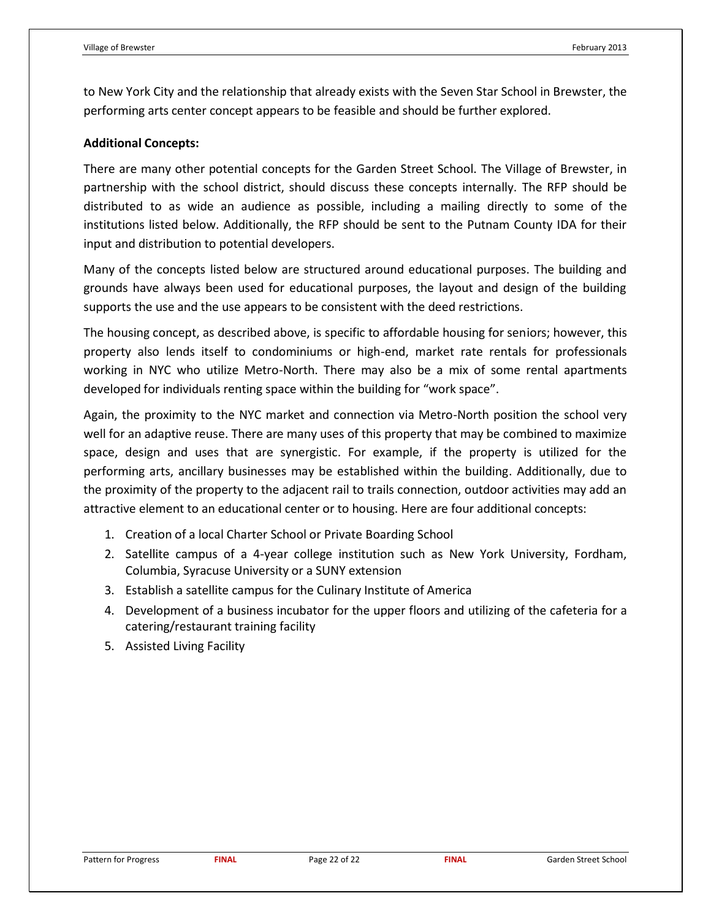to New York City and the relationship that already exists with the Seven Star School in Brewster, the performing arts center concept appears to be feasible and should be further explored.

**Additional Concepts:**

There are many other potential concepts for the Garden Street School. The Village of Brewster, in partnership with the school district, should discuss these concepts internally. The RFP should be distributed to as wide an audience as possible, including a mailing directly to some of the institutions listed below. Additionally, the RFP should be sent to the Putnam County IDA for their input and distribution to potential developers.

Many of the concepts listed below are structured around educational purposes. The building and grounds have always been used for educational purposes, the layout and design of the building supports the use and the use appears to be consistent with the deed restrictions.

The housing concept, as described above, is specific to affordable housing for seniors; however, this property also lends itself to condominiums or high-end, market rate rentals for professionals working in NYC who utilize Metro-North. There may also be a mix of some rental apartments developed for individuals renting space within the building for "work space".

Again, the proximity to the NYC market and connection via Metro-North position the school very well for an adaptive reuse. There are many uses of this property that may be combined to maximize space, design and uses that are synergistic. For example, if the property is utilized for the performing arts, ancillary businesses may be established within the building. Additionally, due to the proximity of the property to the adjacent rail to trails connection, outdoor activities may add an attractive element to an educational center or to housing. Here are four additional concepts:

1. Creation of a local Charter School or Private Boarding School
2. Satellite campus of a 4-year college institution such as New York University, Fordham, Columbia, Syracuse University or a SUNY extension
3. Establish a satellite campus for the Culinary Institute of America
4. Development of a business incubator for the upper floors and utilizing of the cafeteria for a catering/restaurant training facility
5. Assisted Living Facility